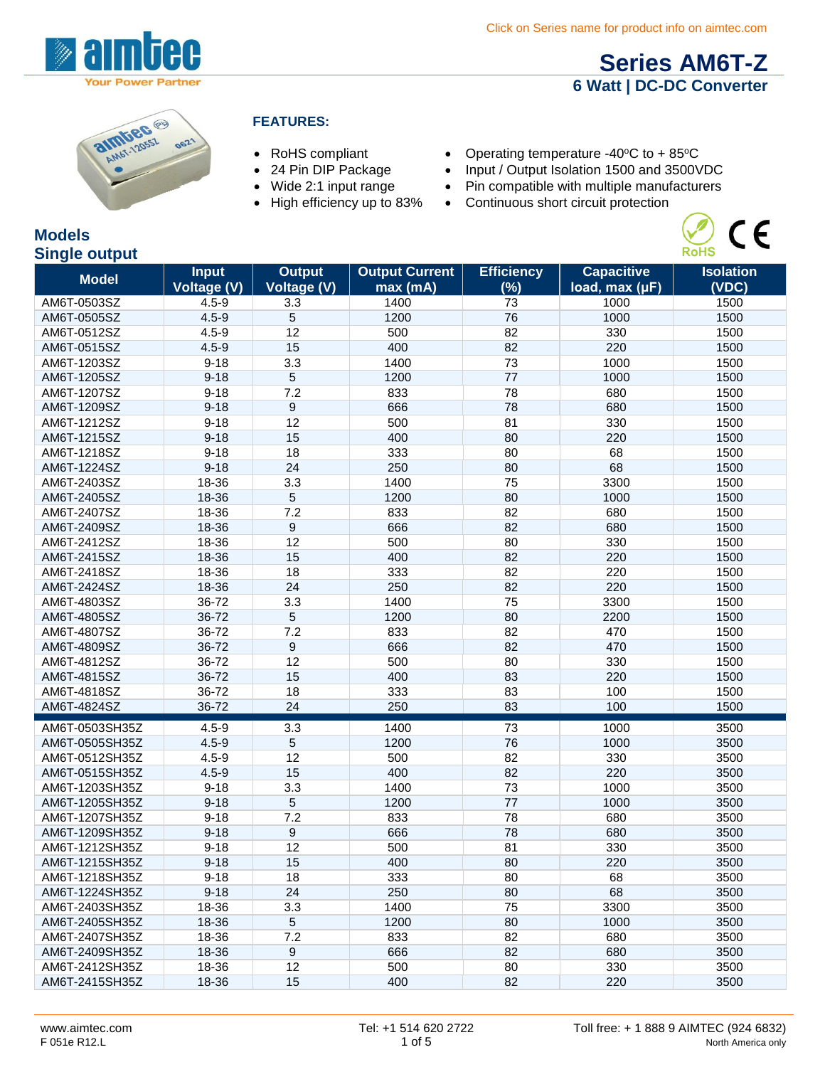Click on Series name for product info on aimtec.com

# Series AM6T-Z

## 6 Watt | DC-DC Converter

### FEATURES:

- RoHS compliant
- 24 Pin DIP Package
- Wide 2:1 input range
- High efficiency up to 83%
- Operating temperature -40ºC to + 85ºC
- Input / Output Isolation 1500 and 3500VDC
- Pin compatible with multiple manufacturers
- Continuous short circuit protection

## Models
### Single output

| Model | Input Voltage (V) | Output Voltage (V) | Output Current max (mA) | Efficiency (%) | Capacitive load, max (µF) | Isolation (VDC) |
|---|---|---|---|---|---|---|
| AM6T-0503SZ | 4.5-9 | 3.3 | 1400 | 73 | 1000 | 1500 |
| AM6T-0505SZ | 4.5-9 | 5 | 1200 | 76 | 1000 | 1500 |
| AM6T-0512SZ | 4.5-9 | 12 | 500 | 82 | 330 | 1500 |
| AM6T-0515SZ | 4.5-9 | 15 | 400 | 82 | 220 | 1500 |
| AM6T-1203SZ | 9-18 | 3.3 | 1400 | 73 | 1000 | 1500 |
| AM6T-1205SZ | 9-18 | 5 | 1200 | 77 | 1000 | 1500 |
| AM6T-1207SZ | 9-18 | 7.2 | 833 | 78 | 680 | 1500 |
| AM6T-1209SZ | 9-18 | 9 | 666 | 78 | 680 | 1500 |
| AM6T-1212SZ | 9-18 | 12 | 500 | 81 | 330 | 1500 |
| AM6T-1215SZ | 9-18 | 15 | 400 | 80 | 220 | 1500 |
| AM6T-1218SZ | 9-18 | 18 | 333 | 80 | 68 | 1500 |
| AM6T-1224SZ | 9-18 | 24 | 250 | 80 | 68 | 1500 |
| AM6T-2403SZ | 18-36 | 3.3 | 1400 | 75 | 3300 | 1500 |
| AM6T-2405SZ | 18-36 | 5 | 1200 | 80 | 1000 | 1500 |
| AM6T-2407SZ | 18-36 | 7.2 | 833 | 82 | 680 | 1500 |
| AM6T-2409SZ | 18-36 | 9 | 666 | 82 | 680 | 1500 |
| AM6T-2412SZ | 18-36 | 12 | 500 | 80 | 330 | 1500 |
| AM6T-2415SZ | 18-36 | 15 | 400 | 82 | 220 | 1500 |
| AM6T-2418SZ | 18-36 | 18 | 333 | 82 | 220 | 1500 |
| AM6T-2424SZ | 18-36 | 24 | 250 | 82 | 220 | 1500 |
| AM6T-4803SZ | 36-72 | 3.3 | 1400 | 75 | 3300 | 1500 |
| AM6T-4805SZ | 36-72 | 5 | 1200 | 80 | 2200 | 1500 |
| AM6T-4807SZ | 36-72 | 7.2 | 833 | 82 | 470 | 1500 |
| AM6T-4809SZ | 36-72 | 9 | 666 | 82 | 470 | 1500 |
| AM6T-4812SZ | 36-72 | 12 | 500 | 80 | 330 | 1500 |
| AM6T-4815SZ | 36-72 | 15 | 400 | 83 | 220 | 1500 |
| AM6T-4818SZ | 36-72 | 18 | 333 | 83 | 100 | 1500 |
| AM6T-4824SZ | 36-72 | 24 | 250 | 83 | 100 | 1500 |
| AM6T-0503SH35Z | 4.5-9 | 3.3 | 1400 | 73 | 1000 | 3500 |
| AM6T-0505SH35Z | 4.5-9 | 5 | 1200 | 76 | 1000 | 3500 |
| AM6T-0512SH35Z | 4.5-9 | 12 | 500 | 82 | 330 | 3500 |
| AM6T-0515SH35Z | 4.5-9 | 15 | 400 | 82 | 220 | 3500 |
| AM6T-1203SH35Z | 9-18 | 3.3 | 1400 | 73 | 1000 | 3500 |
| AM6T-1205SH35Z | 9-18 | 5 | 1200 | 77 | 1000 | 3500 |
| AM6T-1207SH35Z | 9-18 | 7.2 | 833 | 78 | 680 | 3500 |
| AM6T-1209SH35Z | 9-18 | 9 | 666 | 78 | 680 | 3500 |
| AM6T-1212SH35Z | 9-18 | 12 | 500 | 81 | 330 | 3500 |
| AM6T-1215SH35Z | 9-18 | 15 | 400 | 80 | 220 | 3500 |
| AM6T-1218SH35Z | 9-18 | 18 | 333 | 80 | 68 | 3500 |
| AM6T-1224SH35Z | 9-18 | 24 | 250 | 80 | 68 | 3500 |
| AM6T-2403SH35Z | 18-36 | 3.3 | 1400 | 75 | 3300 | 3500 |
| AM6T-2405SH35Z | 18-36 | 5 | 1200 | 80 | 1000 | 3500 |
| AM6T-2407SH35Z | 18-36 | 7.2 | 833 | 82 | 680 | 3500 |
| AM6T-2409SH35Z | 18-36 | 9 | 666 | 82 | 680 | 3500 |
| AM6T-2412SH35Z | 18-36 | 12 | 500 | 80 | 330 | 3500 |
| AM6T-2415SH35Z | 18-36 | 15 | 400 | 82 | 220 | 3500 |

www.aimtec.com | Tel: +1 514 620 2722 | Toll free: + 1 888 9 AIMTEC (924 6832) North America only

F 051e R12.L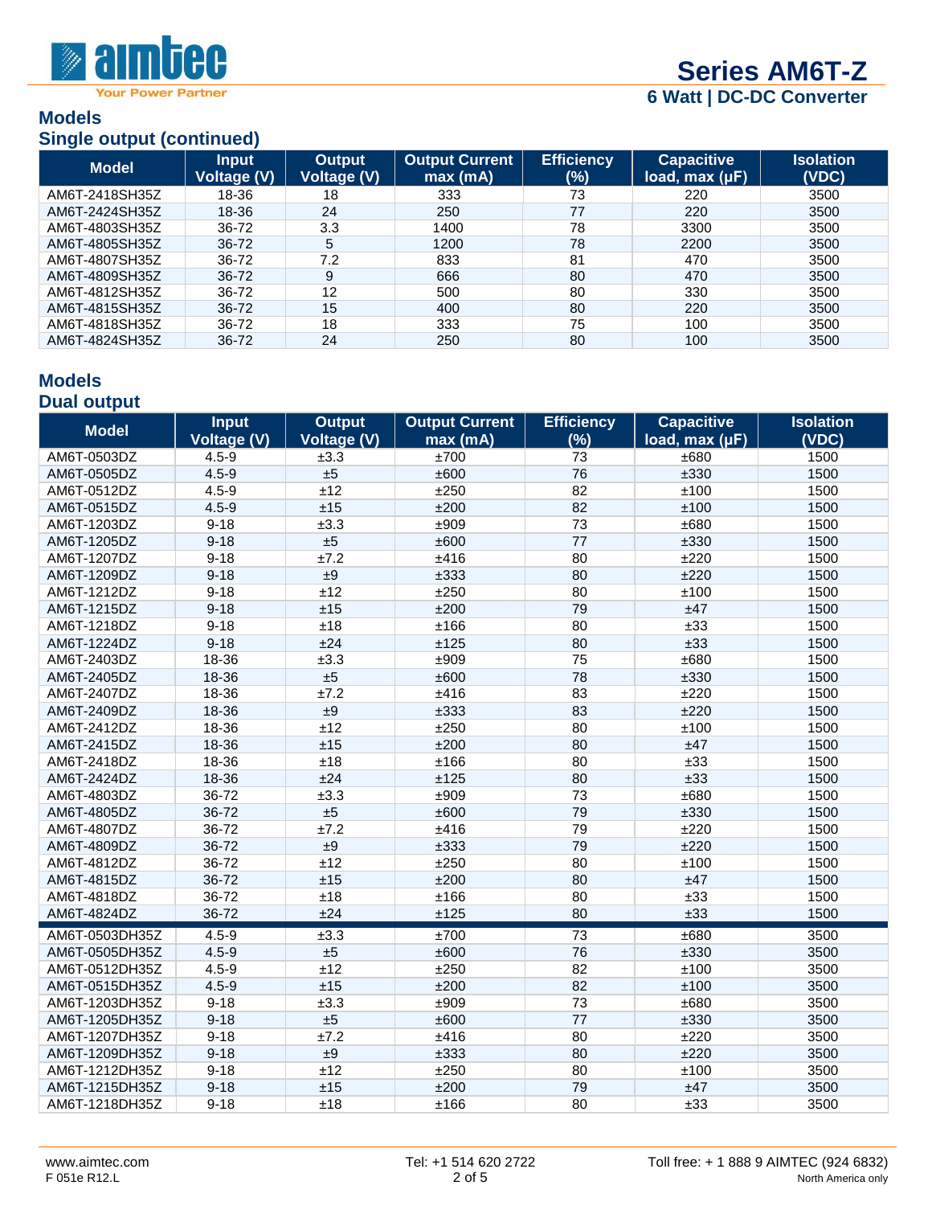## Models

### Single output (continued)

| Model | Input Voltage (V) | Output Voltage (V) | Output Current max (mA) | Efficiency (%) | Capacitive load, max (µF) | Isolation (VDC) |
|---|---|---|---|---|---|---|
| AM6T-2418SH35Z | 18-36 | 18 | 333 | 73 | 220 | 3500 |
| AM6T-2424SH35Z | 18-36 | 24 | 250 | 77 | 220 | 3500 |
| AM6T-4803SH35Z | 36-72 | 3.3 | 1400 | 78 | 3300 | 3500 |
| AM6T-4805SH35Z | 36-72 | 5 | 1200 | 78 | 2200 | 3500 |
| AM6T-4807SH35Z | 36-72 | 7.2 | 833 | 81 | 470 | 3500 |
| AM6T-4809SH35Z | 36-72 | 9 | 666 | 80 | 470 | 3500 |
| AM6T-4812SH35Z | 36-72 | 12 | 500 | 80 | 330 | 3500 |
| AM6T-4815SH35Z | 36-72 | 15 | 400 | 80 | 220 | 3500 |
| AM6T-4818SH35Z | 36-72 | 18 | 333 | 75 | 100 | 3500 |
| AM6T-4824SH35Z | 36-72 | 24 | 250 | 80 | 100 | 3500 |

## Models

### Dual output

| Model | Input Voltage (V) | Output Voltage (V) | Output Current max (mA) | Efficiency (%) | Capacitive load, max (µF) | Isolation (VDC) |
|---|---|---|---|---|---|---|
| AM6T-0503DZ | 4.5-9 | ±3.3 | ±700 | 73 | ±680 | 1500 |
| AM6T-0505DZ | 4.5-9 | ±5 | ±600 | 76 | ±330 | 1500 |
| AM6T-0512DZ | 4.5-9 | ±12 | ±250 | 82 | ±100 | 1500 |
| AM6T-0515DZ | 4.5-9 | ±15 | ±200 | 82 | ±100 | 1500 |
| AM6T-1203DZ | 9-18 | ±3.3 | ±909 | 73 | ±680 | 1500 |
| AM6T-1205DZ | 9-18 | ±5 | ±600 | 77 | ±330 | 1500 |
| AM6T-1207DZ | 9-18 | ±7.2 | ±416 | 80 | ±220 | 1500 |
| AM6T-1209DZ | 9-18 | ±9 | ±333 | 80 | ±220 | 1500 |
| AM6T-1212DZ | 9-18 | ±12 | ±250 | 80 | ±100 | 1500 |
| AM6T-1215DZ | 9-18 | ±15 | ±200 | 79 | ±47 | 1500 |
| AM6T-1218DZ | 9-18 | ±18 | ±166 | 80 | ±33 | 1500 |
| AM6T-1224DZ | 9-18 | ±24 | ±125 | 80 | ±33 | 1500 |
| AM6T-2403DZ | 18-36 | ±3.3 | ±909 | 75 | ±680 | 1500 |
| AM6T-2405DZ | 18-36 | ±5 | ±600 | 78 | ±330 | 1500 |
| AM6T-2407DZ | 18-36 | ±7.2 | ±416 | 83 | ±220 | 1500 |
| AM6T-2409DZ | 18-36 | ±9 | ±333 | 83 | ±220 | 1500 |
| AM6T-2412DZ | 18-36 | ±12 | ±250 | 80 | ±100 | 1500 |
| AM6T-2415DZ | 18-36 | ±15 | ±200 | 80 | ±47 | 1500 |
| AM6T-2418DZ | 18-36 | ±18 | ±166 | 80 | ±33 | 1500 |
| AM6T-2424DZ | 18-36 | ±24 | ±125 | 80 | ±33 | 1500 |
| AM6T-4803DZ | 36-72 | ±3.3 | ±909 | 73 | ±680 | 1500 |
| AM6T-4805DZ | 36-72 | ±5 | ±600 | 79 | ±330 | 1500 |
| AM6T-4807DZ | 36-72 | ±7.2 | ±416 | 79 | ±220 | 1500 |
| AM6T-4809DZ | 36-72 | ±9 | ±333 | 79 | ±220 | 1500 |
| AM6T-4812DZ | 36-72 | ±12 | ±250 | 80 | ±100 | 1500 |
| AM6T-4815DZ | 36-72 | ±15 | ±200 | 80 | ±47 | 1500 |
| AM6T-4818DZ | 36-72 | ±18 | ±166 | 80 | ±33 | 1500 |
| AM6T-4824DZ | 36-72 | ±24 | ±125 | 80 | ±33 | 1500 |
| AM6T-0503DH35Z | 4.5-9 | ±3.3 | ±700 | 73 | ±680 | 3500 |
| AM6T-0505DH35Z | 4.5-9 | ±5 | ±600 | 76 | ±330 | 3500 |
| AM6T-0512DH35Z | 4.5-9 | ±12 | ±250 | 82 | ±100 | 3500 |
| AM6T-0515DH35Z | 4.5-9 | ±15 | ±200 | 82 | ±100 | 3500 |
| AM6T-1203DH35Z | 9-18 | ±3.3 | ±909 | 73 | ±680 | 3500 |
| AM6T-1205DH35Z | 9-18 | ±5 | ±600 | 77 | ±330 | 3500 |
| AM6T-1207DH35Z | 9-18 | ±7.2 | ±416 | 80 | ±220 | 3500 |
| AM6T-1209DH35Z | 9-18 | ±9 | ±333 | 80 | ±220 | 3500 |
| AM6T-1212DH35Z | 9-18 | ±12 | ±250 | 80 | ±100 | 3500 |
| AM6T-1215DH35Z | 9-18 | ±15 | ±200 | 79 | ±47 | 3500 |
| AM6T-1218DH35Z | 9-18 | ±18 | ±166 | 80 | ±33 | 3500 |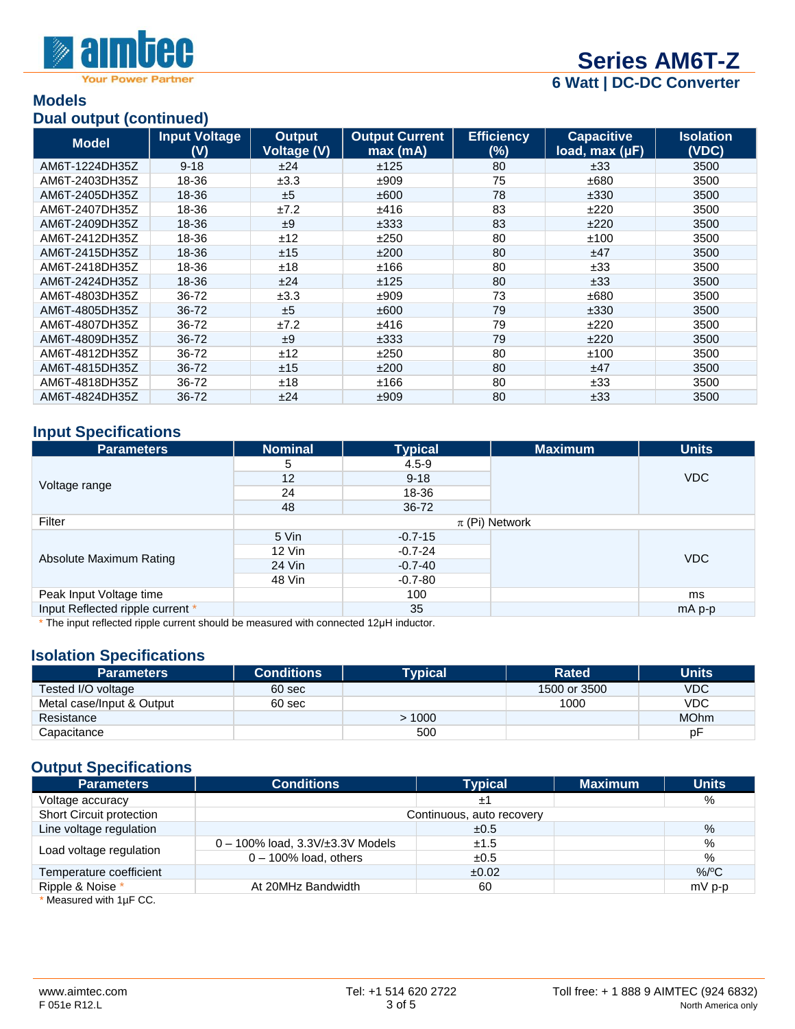## Models

### Dual output (continued)

| Model | Input Voltage (V) | Output Voltage (V) | Output Current max (mA) | Efficiency (%) | Capacitive load, max (µF) | Isolation (VDC) |
|---|---|---|---|---|---|---|
| AM6T-1224DH35Z | 9-18 | ±24 | ±125 | 80 | ±33 | 3500 |
| AM6T-2403DH35Z | 18-36 | ±3.3 | ±909 | 75 | ±680 | 3500 |
| AM6T-2405DH35Z | 18-36 | ±5 | ±600 | 78 | ±330 | 3500 |
| AM6T-2407DH35Z | 18-36 | ±7.2 | ±416 | 83 | ±220 | 3500 |
| AM6T-2409DH35Z | 18-36 | ±9 | ±333 | 83 | ±220 | 3500 |
| AM6T-2412DH35Z | 18-36 | ±12 | ±250 | 80 | ±100 | 3500 |
| AM6T-2415DH35Z | 18-36 | ±15 | ±200 | 80 | ±47 | 3500 |
| AM6T-2418DH35Z | 18-36 | ±18 | ±166 | 80 | ±33 | 3500 |
| AM6T-2424DH35Z | 18-36 | ±24 | ±125 | 80 | ±33 | 3500 |
| AM6T-4803DH35Z | 36-72 | ±3.3 | ±909 | 73 | ±680 | 3500 |
| AM6T-4805DH35Z | 36-72 | ±5 | ±600 | 79 | ±330 | 3500 |
| AM6T-4807DH35Z | 36-72 | ±7.2 | ±416 | 79 | ±220 | 3500 |
| AM6T-4809DH35Z | 36-72 | ±9 | ±333 | 79 | ±220 | 3500 |
| AM6T-4812DH35Z | 36-72 | ±12 | ±250 | 80 | ±100 | 3500 |
| AM6T-4815DH35Z | 36-72 | ±15 | ±200 | 80 | ±47 | 3500 |
| AM6T-4818DH35Z | 36-72 | ±18 | ±166 | 80 | ±33 | 3500 |
| AM6T-4824DH35Z | 36-72 | ±24 | ±909 | 80 | ±33 | 3500 |

## Input Specifications

| Parameters | Nominal | Typical | Maximum | Units |
|---|---|---|---|---|
| Voltage range | 5 | 4.5-9 | | VDC |
| | 12 | 9-18 | | |
| | 24 | 18-36 | | |
| | 48 | 36-72 | | |
| Filter | $\pi$ (Pi) Network | | | |
| Absolute Maximum Rating | 5 Vin | -0.7-15 | | VDC |
| | 12 Vin | -0.7-24 | | |
| | 24 Vin | -0.7-40 | | |
| | 48 Vin | -0.7-80 | | |
| Peak Input Voltage time | | 100 | | ms |
| Input Reflected ripple current * | | 35 | | mA p-p |

* The input reflected ripple current should be measured with connected 12µH inductor.

## Isolation Specifications

| Parameters | Conditions | Typical | Rated | Units |
|---|---|---|---|---|
| Tested I/O voltage | 60 sec | | 1500 or 3500 | VDC |
| Metal case/Input & Output | 60 sec | | 1000 | VDC |
| Resistance | | > 1000 | | MOhm |
| Capacitance | | 500 | | pF |

## Output Specifications

| Parameters | Conditions | Typical | Maximum | Units |
|---|---|---|---|---|
| Voltage accuracy | | ±1 | | % |
| Short Circuit protection | Continuous, auto recovery | | | |
| Line voltage regulation | | ±0.5 | | % |
| Load voltage regulation | 0 – 100% load, 3.3V/±3.3V Models | ±1.5 | | % |
| | 0 – 100% load, others | ±0.5 | | % |
| Temperature coefficient | | ±0.02 | | %/ºC |
| Ripple & Noise * | At 20MHz Bandwidth | 60 | | mV p-p |

* Measured with 1µF CC.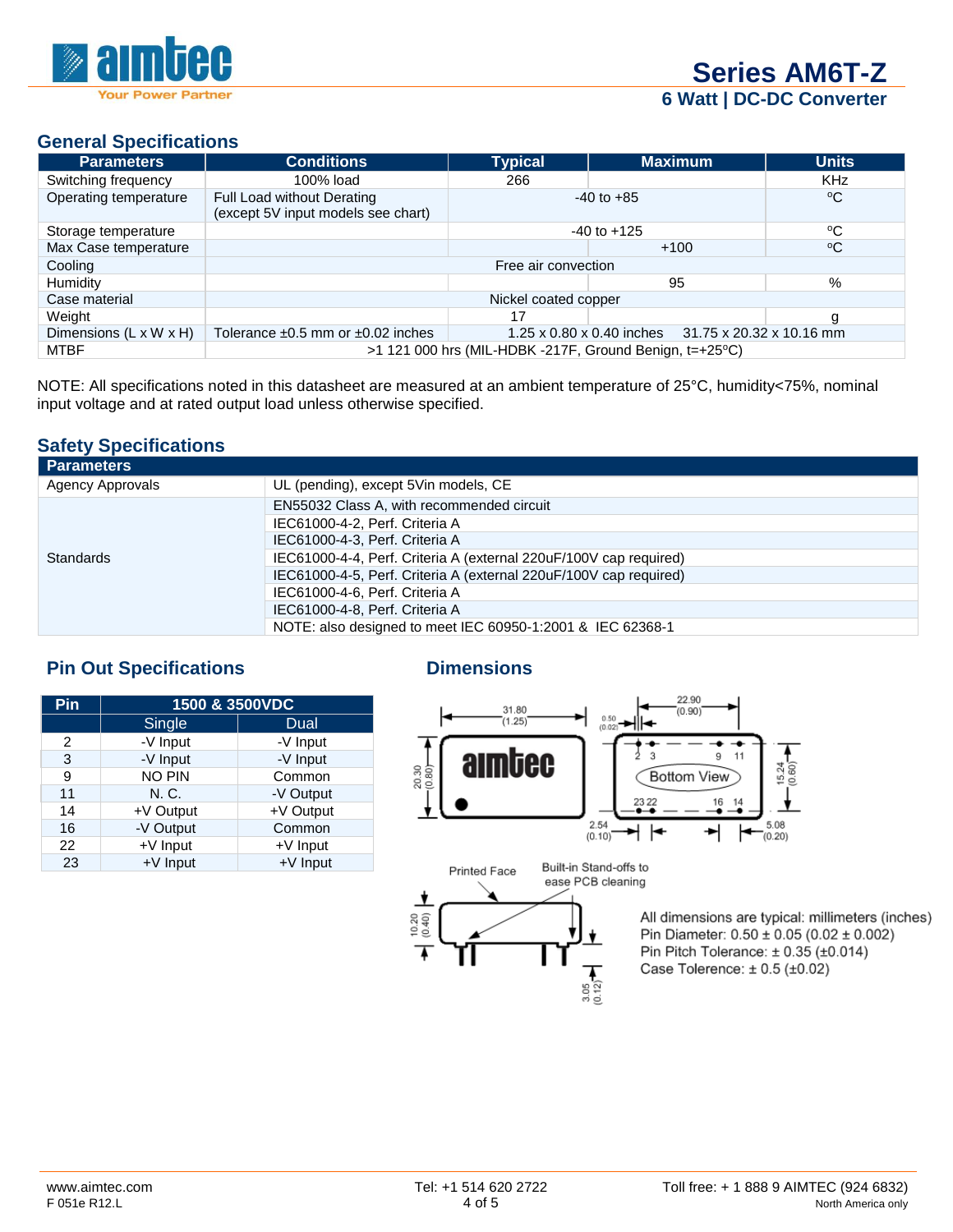# Series AM6T-Z

## 6 Watt | DC-DC Converter

## General Specifications

| Parameters | Conditions | Typical | Maximum | Units |
|---|---|---|---|---|
| Switching frequency | 100% load | 266 | | KHz |
| Operating temperature | Full Load without Derating (except 5V input models see chart) | -40 to +85 | | ºC |
| Storage temperature | | -40 to +125 | | ºC |
| Max Case temperature | | | +100 | ºC |
| Cooling | Free air convection | | | |
| Humidity | | | 95 | % |
| Case material | Nickel coated copper | | | |
| Weight | | 17 | | g |
| Dimensions (L x W x H) | Tolerance ±0.5 mm or ±0.02 inches | 1.25 x 0.80 x 0.40 inches | 31.75 x 20.32 x 10.16 mm | |
| MTBF | >1 121 000 hrs (MIL-HDBK -217F, Ground Benign, t=+25ºC) | | | |

NOTE: All specifications noted in this datasheet are measured at an ambient temperature of 25°C, humidity<75%, nominal input voltage and at rated output load unless otherwise specified.

## Safety Specifications

| Parameters | |
|---|---|
| Agency Approvals | UL (pending), except 5Vin models, CE |
| Standards | EN55032 Class A, with recommended circuit |
| | IEC61000-4-2, Perf. Criteria A |
| | IEC61000-4-3, Perf. Criteria A |
| | IEC61000-4-4, Perf. Criteria A (external 220uF/100V cap required) |
| | IEC61000-4-5, Perf. Criteria A (external 220uF/100V cap required) |
| | IEC61000-4-6, Perf. Criteria A |
| | IEC61000-4-8, Perf. Criteria A |
| | NOTE: also designed to meet IEC 60950-1:2001 & IEC 62368-1 |

## Pin Out Specifications

| Pin | 1500 & 3500VDC | |
|---|---|---|
| | Single | Dual |
| 2 | -V Input | -V Input |
| 3 | -V Input | -V Input |
| 9 | NO PIN | Common |
| 11 | N. C. | -V Output |
| 14 | +V Output | +V Output |
| 16 | -V Output | Common |
| 22 | +V Input | +V Input |
| 23 | +V Input | +V Input |

## Dimensions

31.80 (1.25) 0.50 (0.02) 22.90 (0.90) 20.30 (0.80) 15.24 (0.60) 2.54 (0.10) 5.08 (0.20)

Bottom View

Printed Face

Built-in Stand-offs to ease PCB cleaning

10.20 (0.40) 3.05 (0.12)

All dimensions are typical: millimeters (inches)
Pin Diameter: 0.50 ± 0.05 (0.02 ± 0.002)
Pin Pitch Tolerance: ± 0.35 (±0.014)
Case Tolerence: ± 0.5 (±0.02)

www.aimtec.com Tel: +1 514 620 2722 Toll free: + 1 888 9 AIMTEC (924 6832)
F 051e R12.L North America only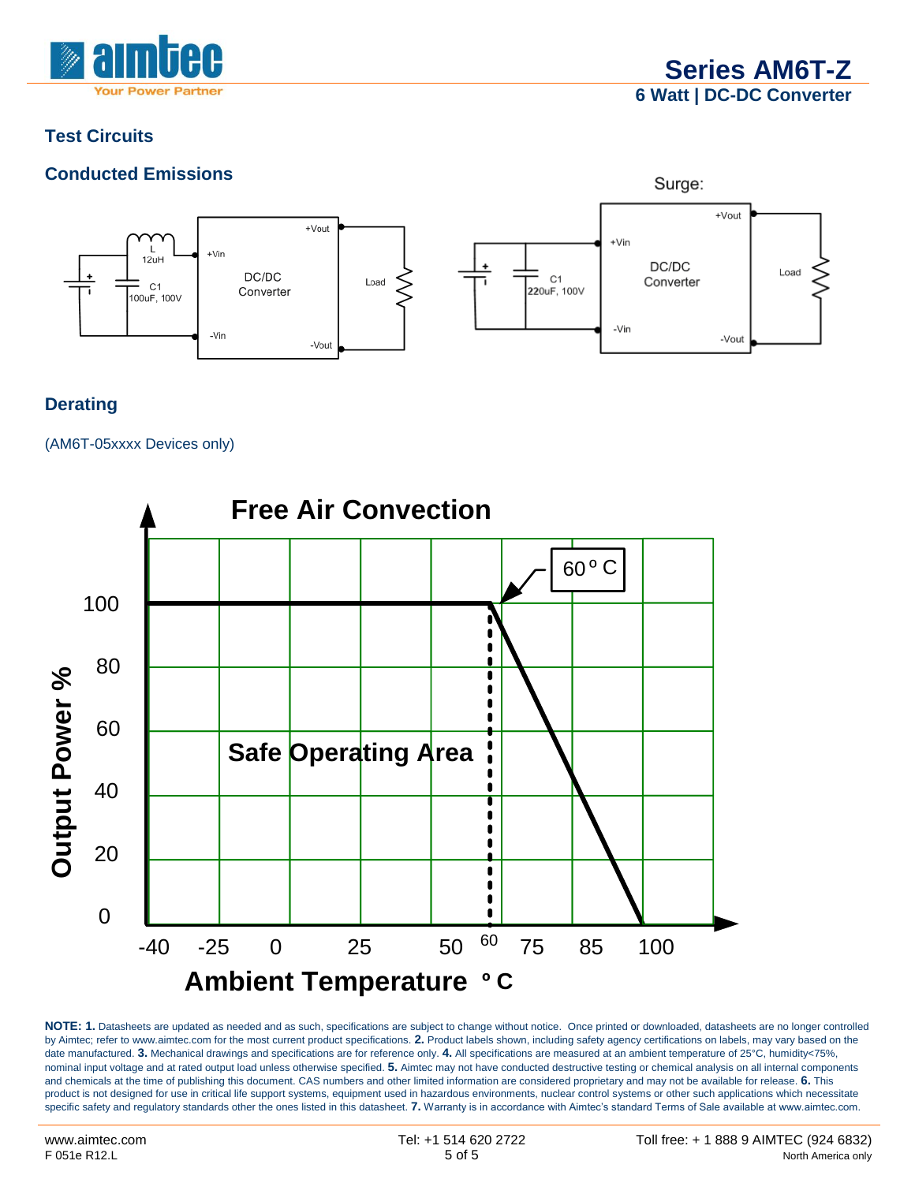## Test Circuits

### Conducted Emissions

L
12uH
C1
100uF, 100V
+Vin
-Vin
DC/DC
Converter
+Vout
-Vout
Load

Surge:

C1
220uF, 100V
+Vin
-Vin
DC/DC
Converter
+Vout
-Vout
Load

### Derating

(AM6T-05xxxx Devices only)

Free Air Convection

60 °C

Safe Operating Area

Output Power %

100
80
60
40
20
0

-40 -25 0 25 50 60 75 85 100

Ambient Temperature °C

**NOTE: 1.** Datasheets are updated as needed and as such, specifications are subject to change without notice. Once printed or downloaded, datasheets are no longer controlled by Aimtec; refer to www.aimtec.com for the most current product specifications. **2.** Product labels shown, including safety agency certifications on labels, may vary based on the date manufactured. **3.** Mechanical drawings and specifications are for reference only. **4.** All specifications are measured at an ambient temperature of 25°C, humidity<75%, nominal input voltage and at rated output load unless otherwise specified. **5.** Aimtec may not have conducted destructive testing or chemical analysis on all internal components and chemicals at the time of publishing this document. CAS numbers and other limited information are considered proprietary and may not be available for release. **6.** This product is not designed for use in critical life support systems, equipment used in hazardous environments, nuclear control systems or other such applications which necessitate specific safety and regulatory standards other the ones listed in this datasheet. **7.** Warranty is in accordance with Aimtec's standard Terms of Sale available at www.aimtec.com.